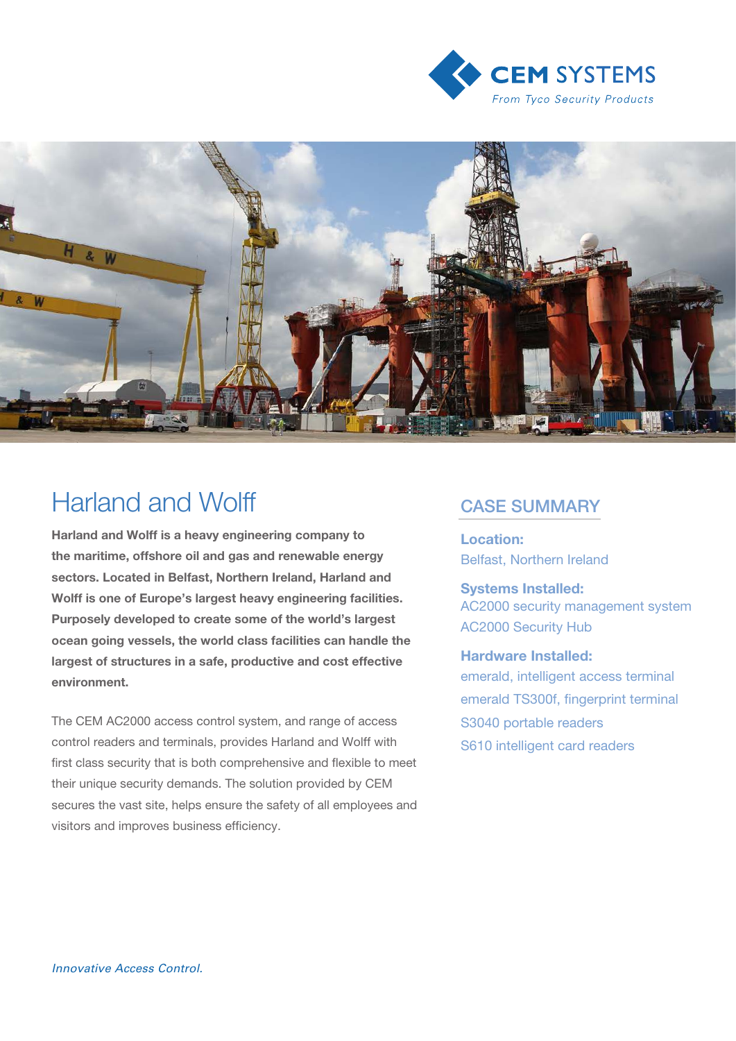CEM SYSTEMS

From Tyco Security Products

# Harland and Wolff

**Harland and Wolff is a heavy engineering company to the maritime, offshore oil and gas and renewable energy sectors. Located in Belfast, Northern Ireland, Harland and Wolff is one of Europe's largest heavy engineering facilities. Purposely developed to create some of the world's largest ocean going vessels, the world class facilities can handle the largest of structures in a safe, productive and cost effective environment.**

The CEM AC2000 access control system, and range of access control readers and terminals, provides Harland and Wolff with first class security that is both comprehensive and flexible to meet their unique security demands. The solution provided by CEM secures the vast site, helps ensure the safety of all employees and visitors and improves business efficiency.

## CASE SUMMARY

**Location:**
Belfast, Northern Ireland

**Systems Installed:**
AC2000 security management system
AC2000 Security Hub

**Hardware Installed:**
emerald, intelligent access terminal
emerald TS300f, fingerprint terminal
S3040 portable readers
S610 intelligent card readers

*Innovative Access Control.*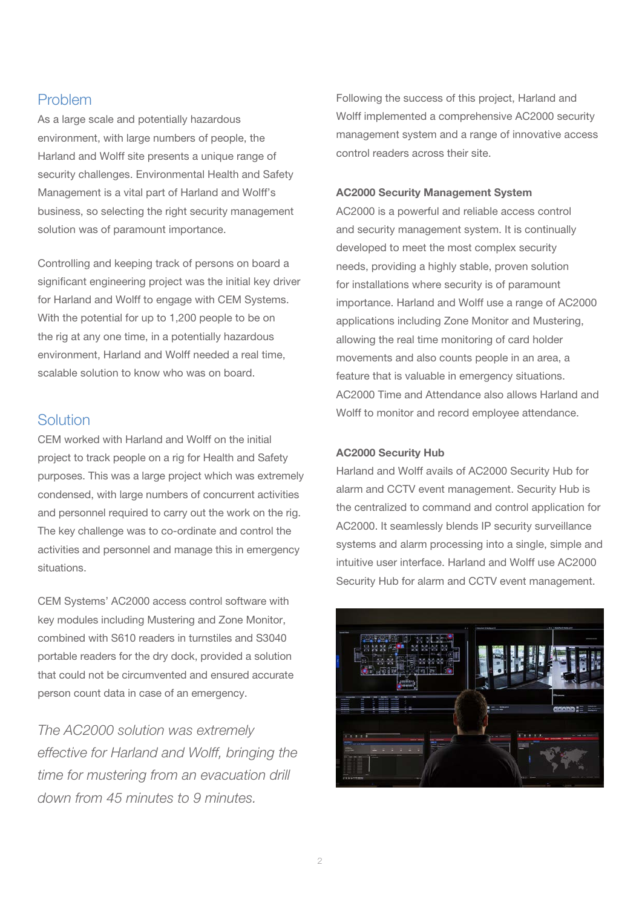## Problem

As a large scale and potentially hazardous environment, with large numbers of people, the Harland and Wolff site presents a unique range of security challenges. Environmental Health and Safety Management is a vital part of Harland and Wolff's business, so selecting the right security management solution was of paramount importance.

Controlling and keeping track of persons on board a significant engineering project was the initial key driver for Harland and Wolff to engage with CEM Systems. With the potential for up to 1,200 people to be on the rig at any one time, in a potentially hazardous environment, Harland and Wolff needed a real time, scalable solution to know who was on board.

## Solution

CEM worked with Harland and Wolff on the initial project to track people on a rig for Health and Safety purposes. This was a large project which was extremely condensed, with large numbers of concurrent activities and personnel required to carry out the work on the rig. The key challenge was to co-ordinate and control the activities and personnel and manage this in emergency situations.

CEM Systems' AC2000 access control software with key modules including Mustering and Zone Monitor, combined with S610 readers in turnstiles and S3040 portable readers for the dry dock, provided a solution that could not be circumvented and ensured accurate person count data in case of an emergency.

*The AC2000 solution was extremely effective for Harland and Wolff, bringing the time for mustering from an evacuation drill down from 45 minutes to 9 minutes.*

Following the success of this project, Harland and Wolff implemented a comprehensive AC2000 security management system and a range of innovative access control readers across their site.

**AC2000 Security Management System**

AC2000 is a powerful and reliable access control and security management system. It is continually developed to meet the most complex security needs, providing a highly stable, proven solution for installations where security is of paramount importance. Harland and Wolff use a range of AC2000 applications including Zone Monitor and Mustering, allowing the real time monitoring of card holder movements and also counts people in an area, a feature that is valuable in emergency situations. AC2000 Time and Attendance also allows Harland and Wolff to monitor and record employee attendance.

**AC2000 Security Hub**

Harland and Wolff avails of AC2000 Security Hub for alarm and CCTV event management. Security Hub is the centralized to command and control application for AC2000. It seamlessly blends IP security surveillance systems and alarm processing into a single, simple and intuitive user interface. Harland and Wolff use AC2000 Security Hub for alarm and CCTV event management.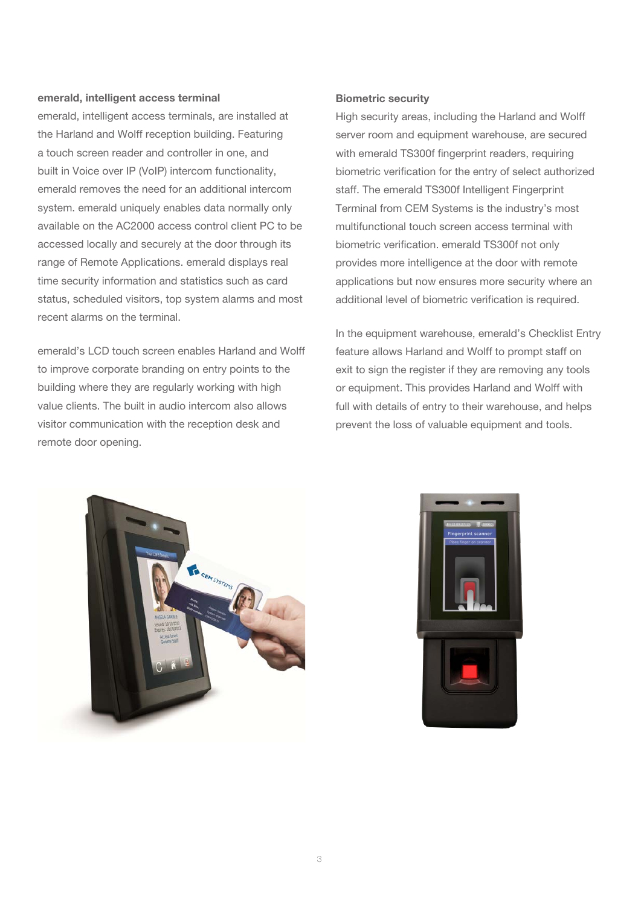### emerald, intelligent access terminal

emerald, intelligent access terminals, are installed at the Harland and Wolff reception building. Featuring a touch screen reader and controller in one, and built in Voice over IP (VoIP) intercom functionality, emerald removes the need for an additional intercom system. emerald uniquely enables data normally only available on the AC2000 access control client PC to be accessed locally and securely at the door through its range of Remote Applications. emerald displays real time security information and statistics such as card status, scheduled visitors, top system alarms and most recent alarms on the terminal.

emerald's LCD touch screen enables Harland and Wolff to improve corporate branding on entry points to the building where they are regularly working with high value clients. The built in audio intercom also allows visitor communication with the reception desk and remote door opening.

### Biometric security

High security areas, including the Harland and Wolff server room and equipment warehouse, are secured with emerald TS300f fingerprint readers, requiring biometric verification for the entry of select authorized staff. The emerald TS300f Intelligent Fingerprint Terminal from CEM Systems is the industry's most multifunctional touch screen access terminal with biometric verification. emerald TS300f not only provides more intelligence at the door with remote applications but now ensures more security where an additional level of biometric verification is required.

In the equipment warehouse, emerald's Checklist Entry feature allows Harland and Wolff to prompt staff on exit to sign the register if they are removing any tools or equipment. This provides Harland and Wolff with full with details of entry to their warehouse, and helps prevent the loss of valuable equipment and tools.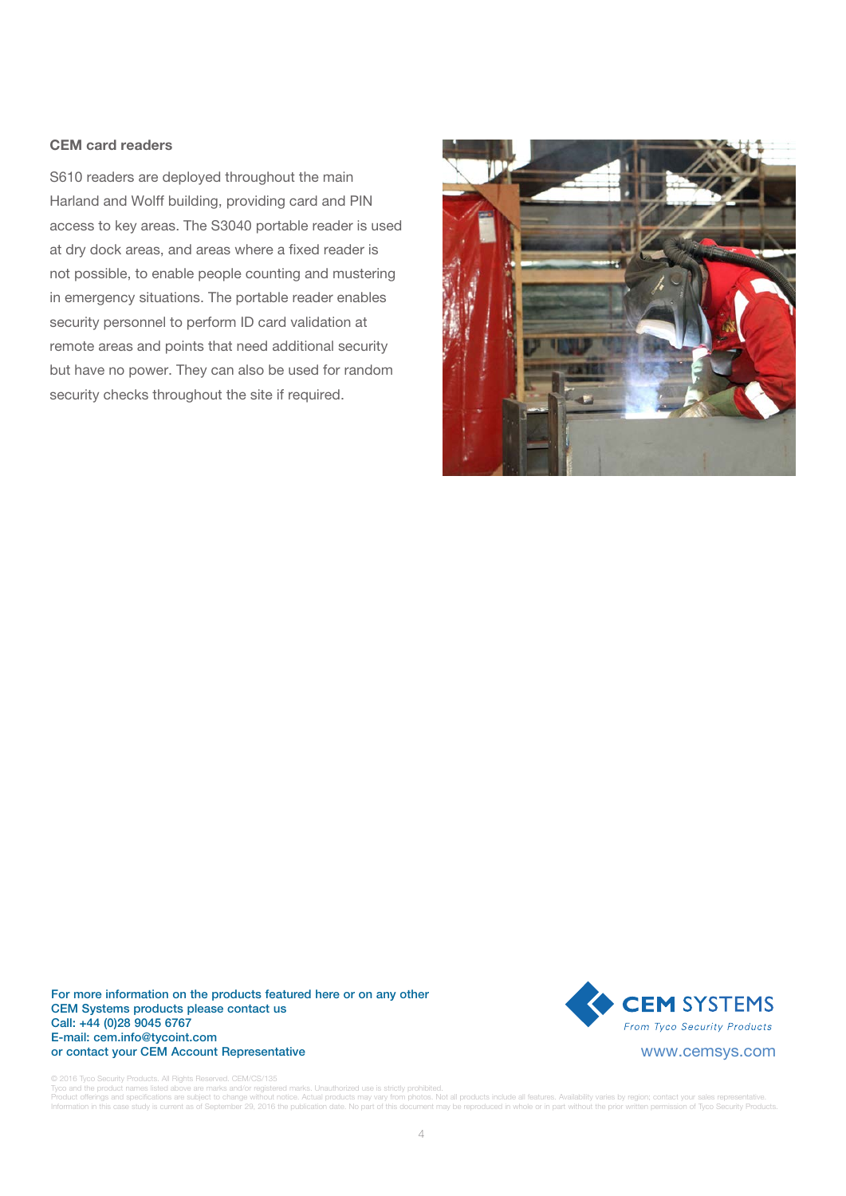### CEM card readers

S610 readers are deployed throughout the main Harland and Wolff building, providing card and PIN access to key areas. The S3040 portable reader is used at dry dock areas, and areas where a fixed reader is not possible, to enable people counting and mustering in emergency situations. The portable reader enables security personnel to perform ID card validation at remote areas and points that need additional security but have no power. They can also be used for random security checks throughout the site if required.

**For more information on the products featured here or on any other CEM Systems products please contact us**
**Call: +44 (0)28 9045 6767**
**E-mail: cem.info@tycoint.com**
**or contact your CEM Account Representative**

CEM SYSTEMS
From Tyco Security Products
www.cemsys.com

© 2016 Tyco Security Products. All Rights Reserved. CEM/CS/135
Tyco and the product names listed above are marks and/or registered marks. Unauthorized use is strictly prohibited.
Product offerings and specifications are subject to change without notice. Actual products may vary from photos. Not all products include all features. Availability varies by region; contact your sales representative.
Information in this case study is current as of September 29, 2016 the publication date. No part of this document may be reproduced in whole or in part without the prior written permission of Tyco Security Products.